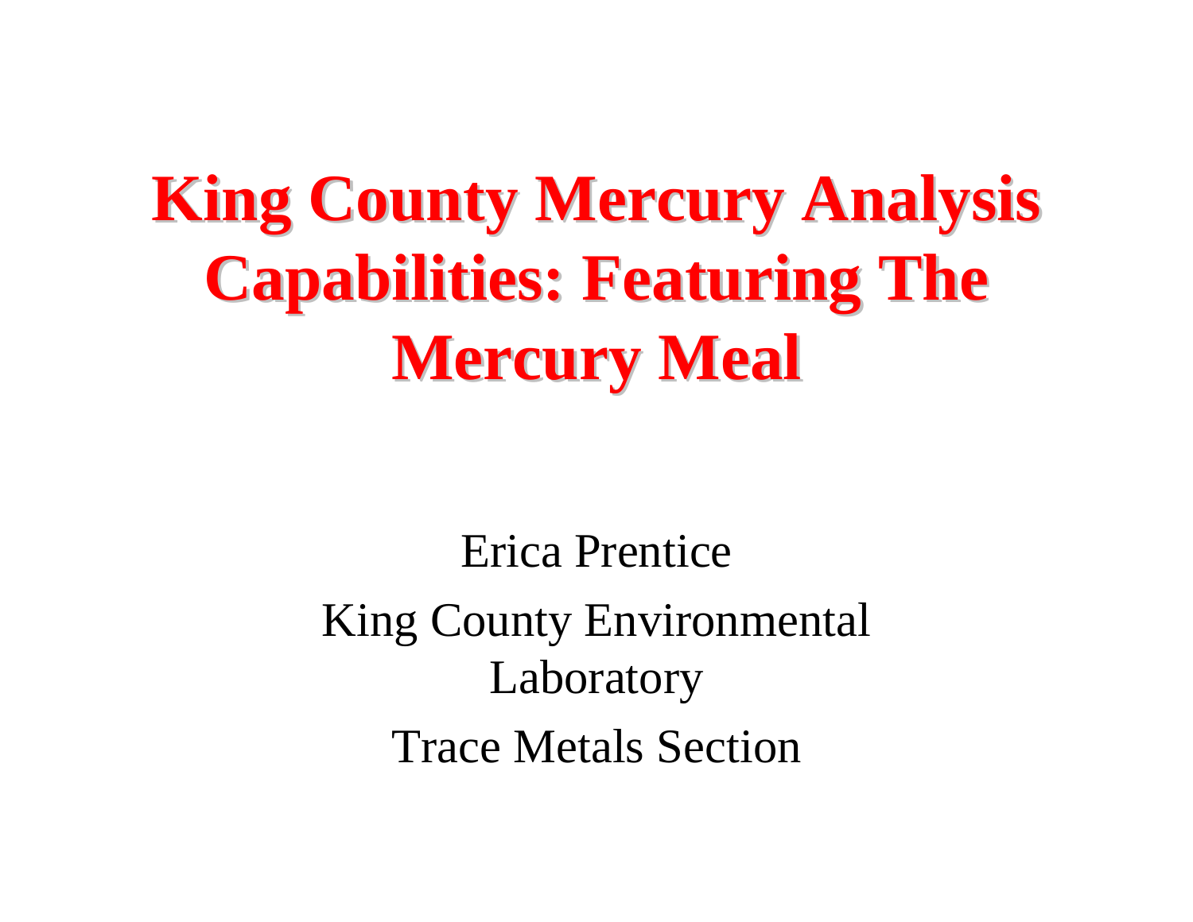# King County Mercury Analysis Capabilities: Featuring The Mercury Meal

Erica Prentice

King County Environmental Laboratory

Trace Metals Section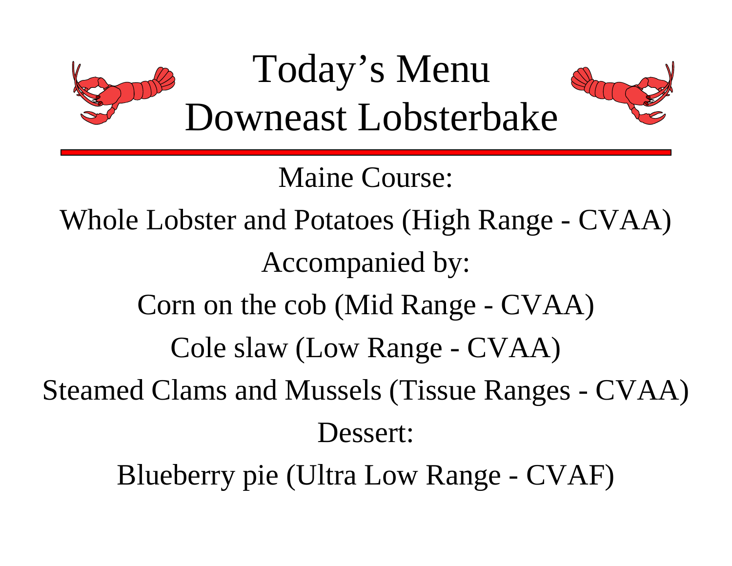# Today's Menu
# Downeast Lobsterbake

Maine Course:

Whole Lobster and Potatoes (High Range - CVAA)

Accompanied by:

Corn on the cob (Mid Range - CVAA)

Cole slaw (Low Range - CVAA)

Steamed Clams and Mussels (Tissue Ranges - CVAA)

Dessert:

Blueberry pie (Ultra Low Range - CVAF)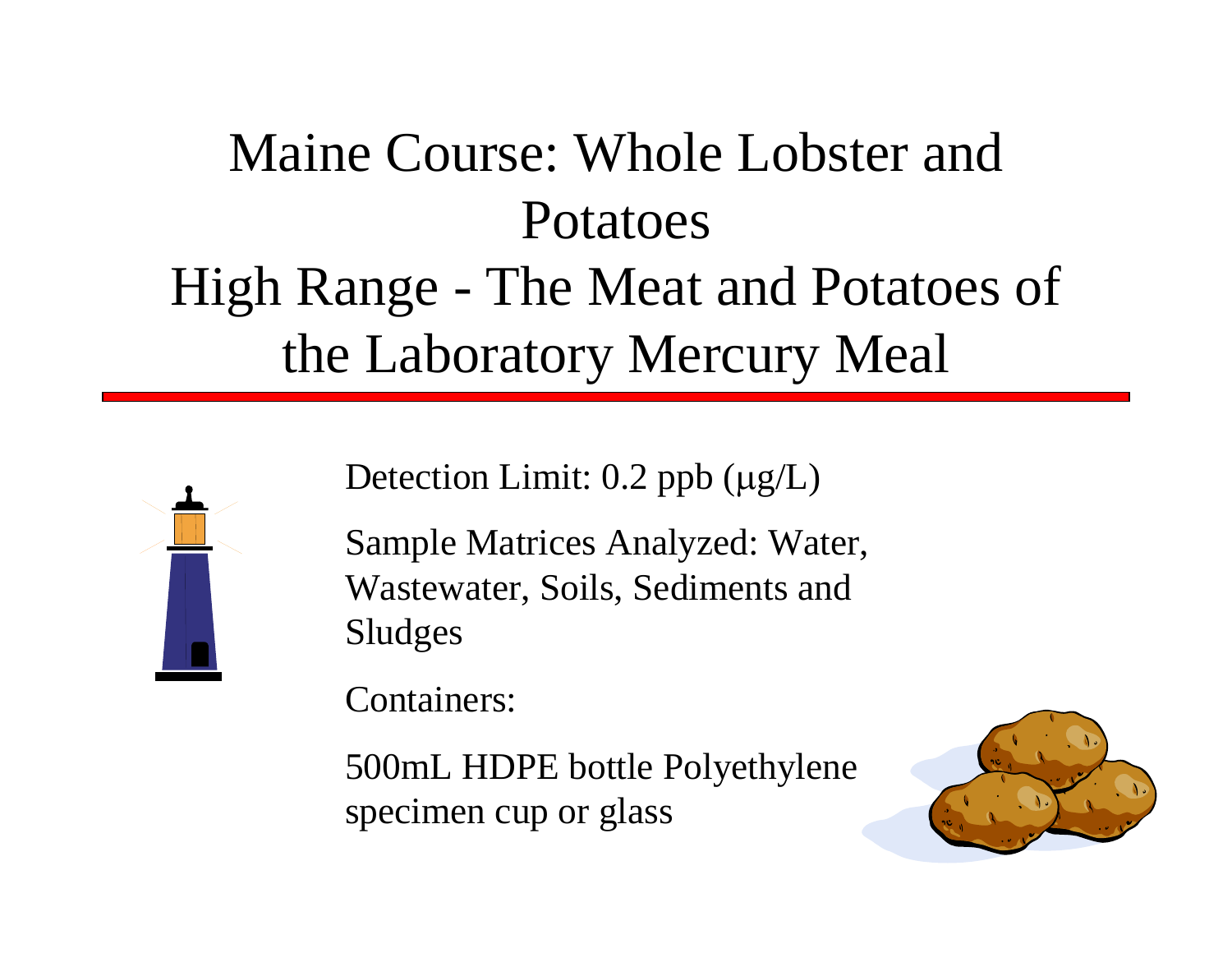# Maine Course: Whole Lobster and Potatoes
# High Range - The Meat and Potatoes of the Laboratory Mercury Meal

Detection Limit: 0.2 ppb (µg/L)

Sample Matrices Analyzed: Water, Wastewater, Soils, Sediments and Sludges

Containers:

500mL HDPE bottle Polyethylene specimen cup or glass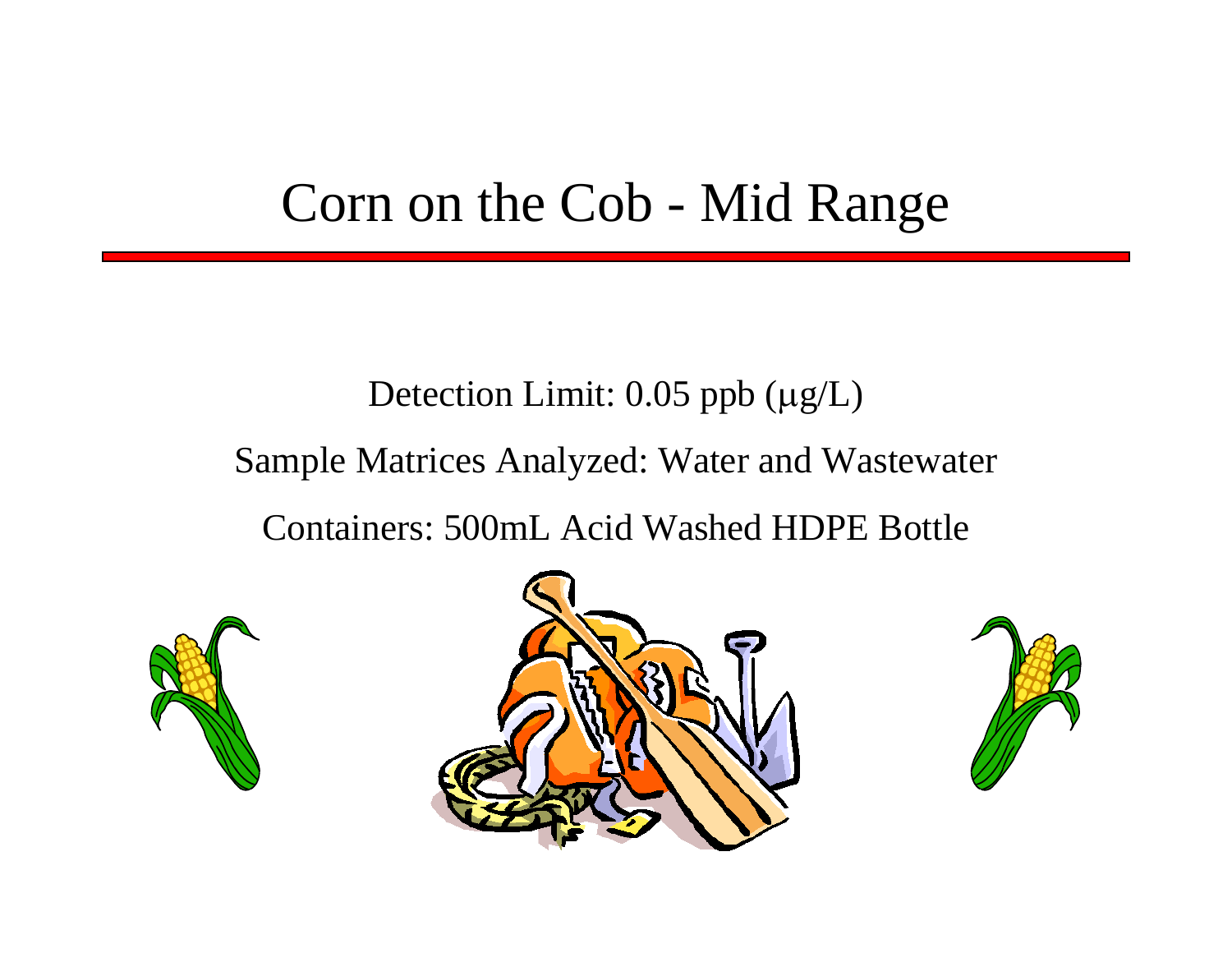# Corn on the Cob - Mid Range

Detection Limit: 0.05 ppb (μg/L)

Sample Matrices Analyzed: Water and Wastewater

Containers: 500mL Acid Washed HDPE Bottle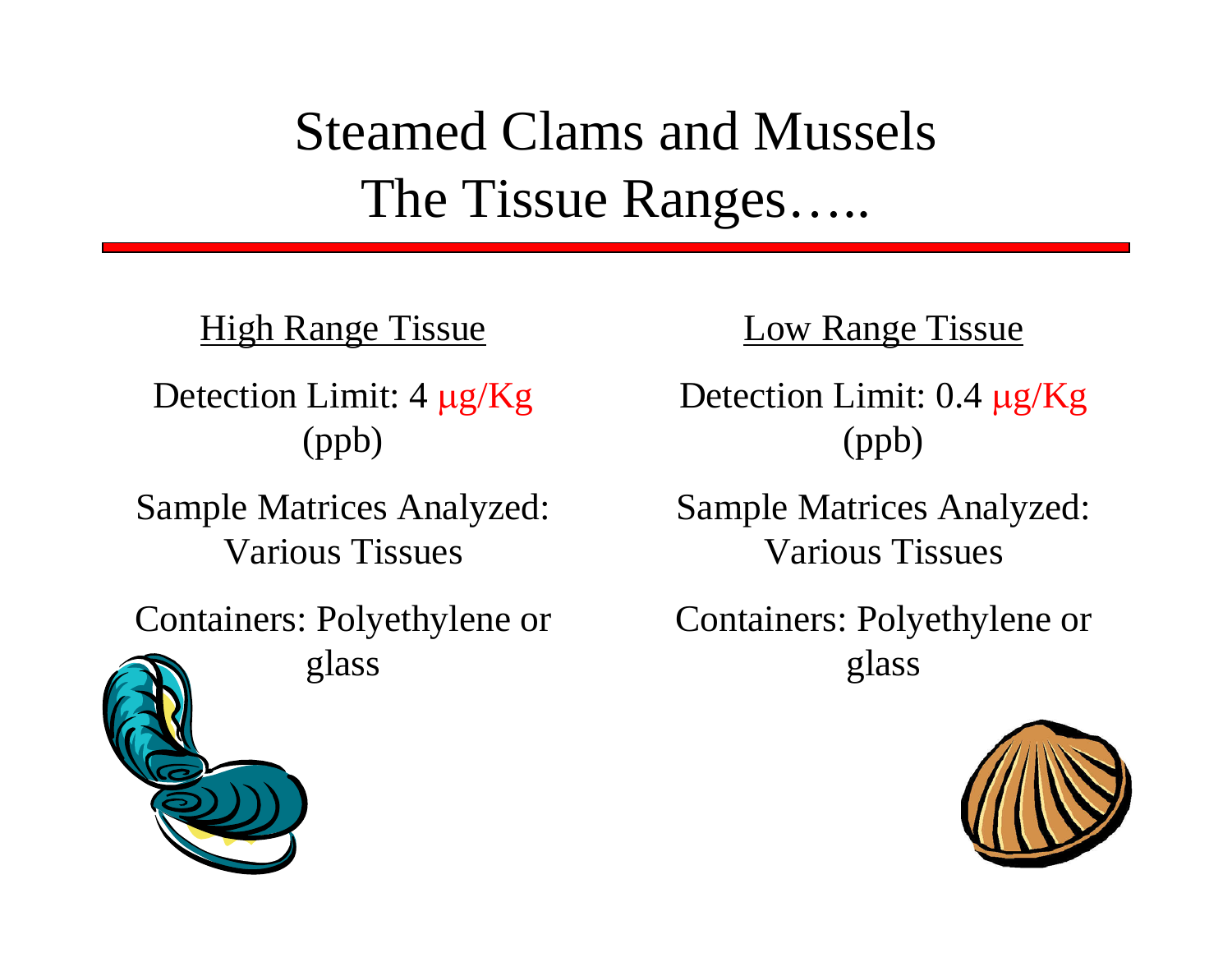# Steamed Clams and Mussels
# The Tissue Ranges…..

## High Range Tissue

Detection Limit: 4 µg/Kg (ppb)

Sample Matrices Analyzed: Various Tissues

Containers: Polyethylene or glass

## Low Range Tissue

Detection Limit: 0.4 µg/Kg (ppb)

Sample Matrices Analyzed: Various Tissues

Containers: Polyethylene or glass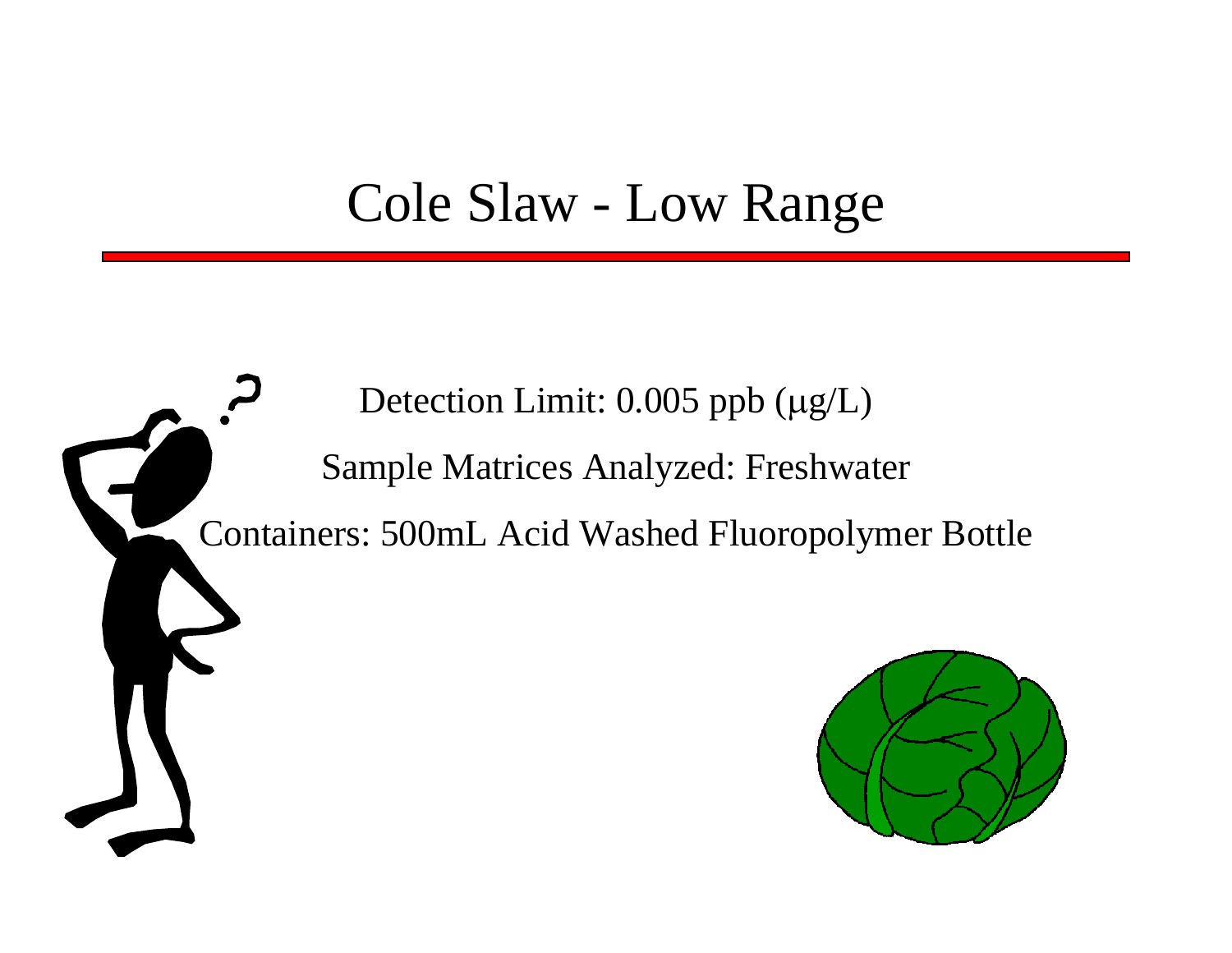# Cole Slaw - Low Range

Detection Limit: 0.005 ppb (μg/L)

Sample Matrices Analyzed: Freshwater

Containers: 500mL Acid Washed Fluoropolymer Bottle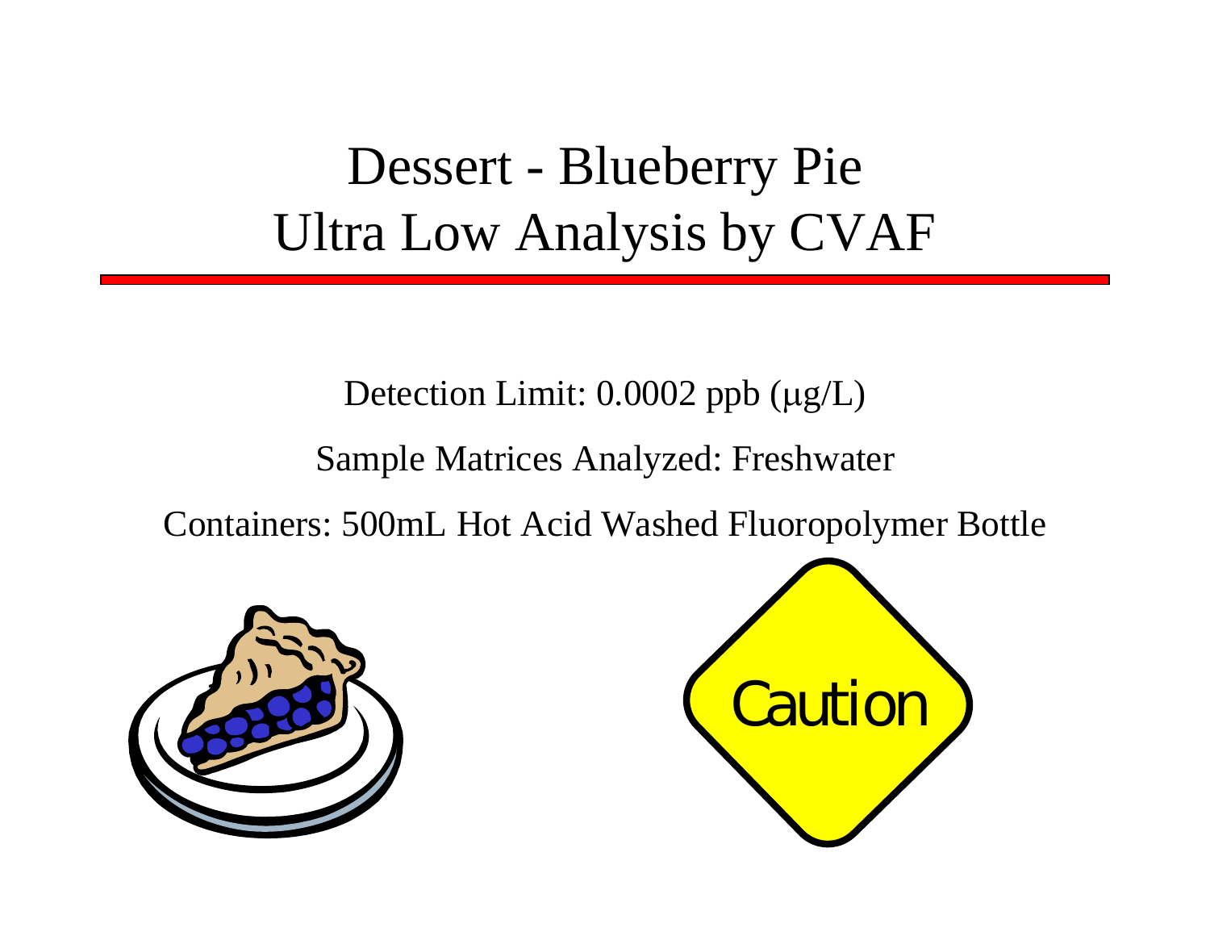# Dessert - Blueberry Pie
# Ultra Low Analysis by CVAF

Detection Limit: 0.0002 ppb (μg/L)

Sample Matrices Analyzed: Freshwater

Containers: 500mL Hot Acid Washed Fluoropolymer Bottle

Caution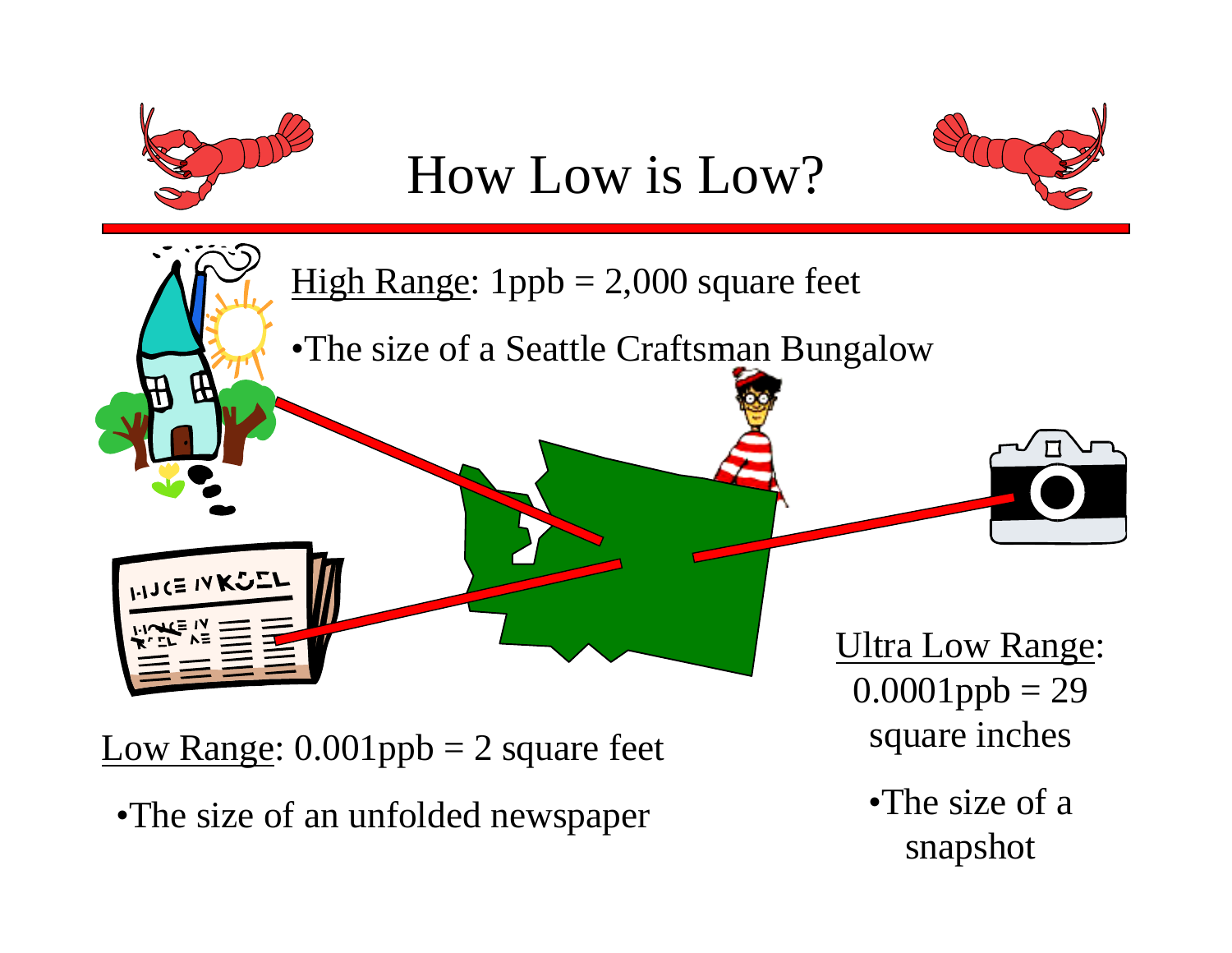# How Low is Low?

High Range: 1ppb = 2,000 square feet

- The size of a Seattle Craftsman Bungalow

Low Range: 0.001ppb = 2 square feet

- The size of an unfolded newspaper

Ultra Low Range: 0.0001ppb = 29 square inches

- The size of a snapshot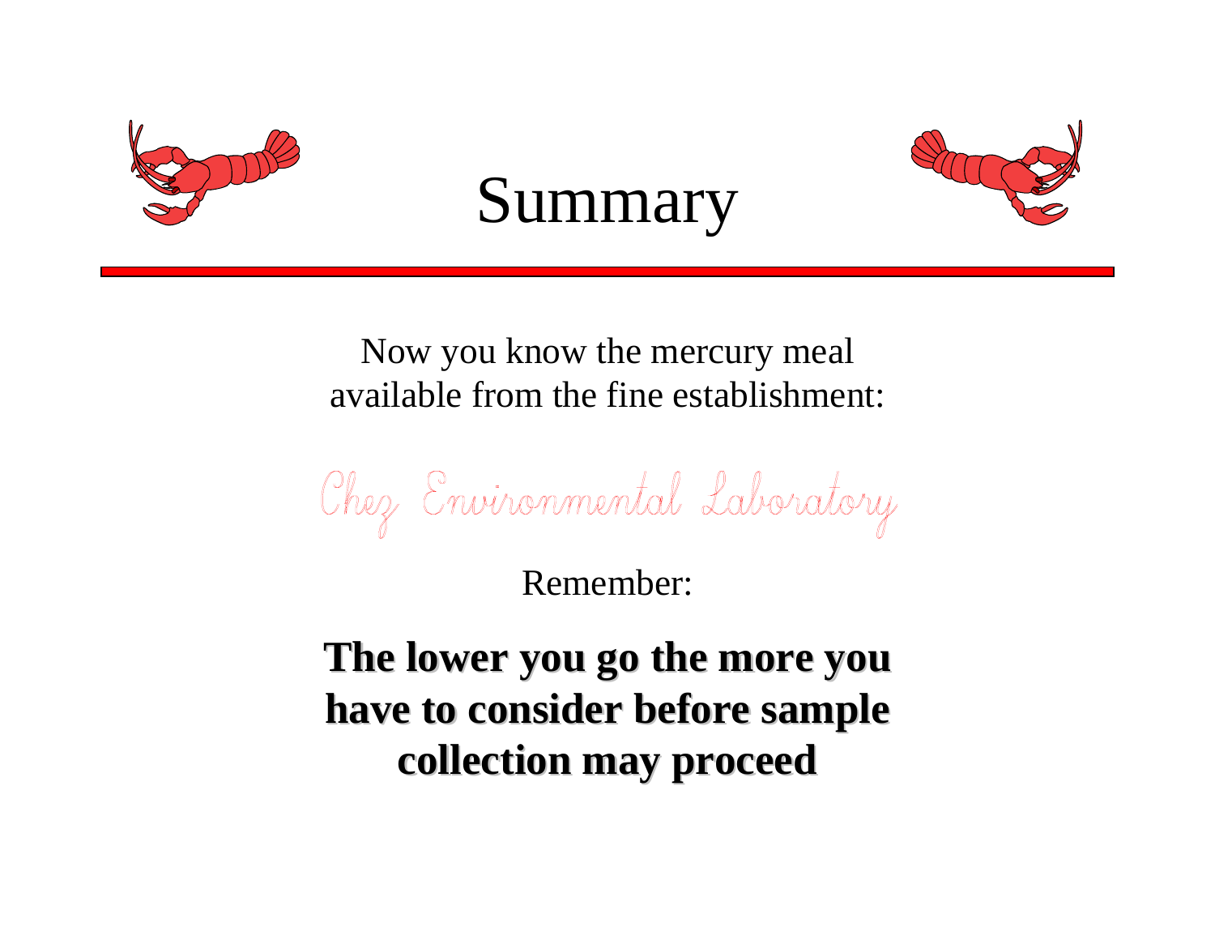# Summary

Now you know the mercury meal available from the fine establishment:

*Chez Environmental Laboratory*

Remember:

**The lower you go the more you have to consider before sample collection may proceed**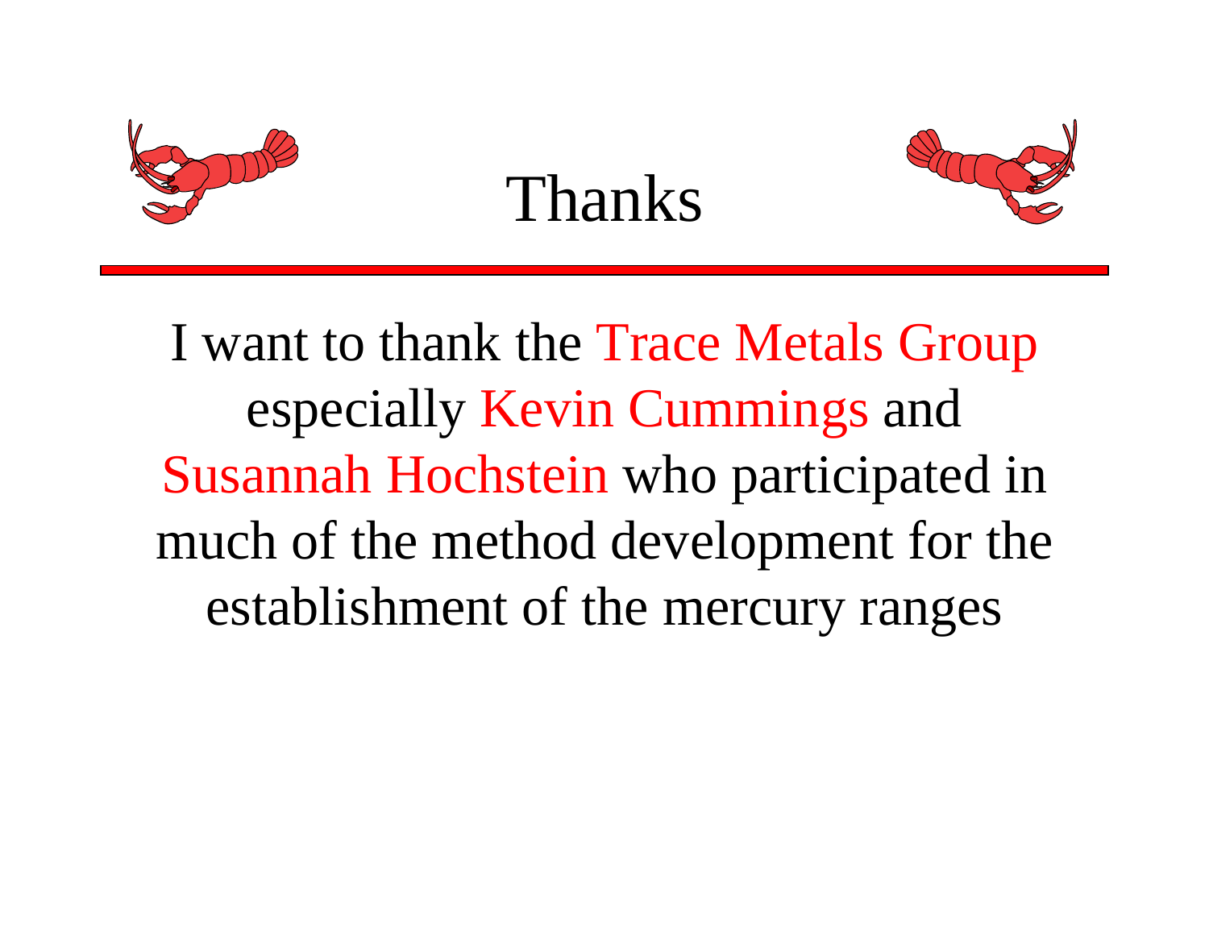# Thanks

I want to thank the Trace Metals Group especially Kevin Cummings and Susannah Hochstein who participated in much of the method development for the establishment of the mercury ranges